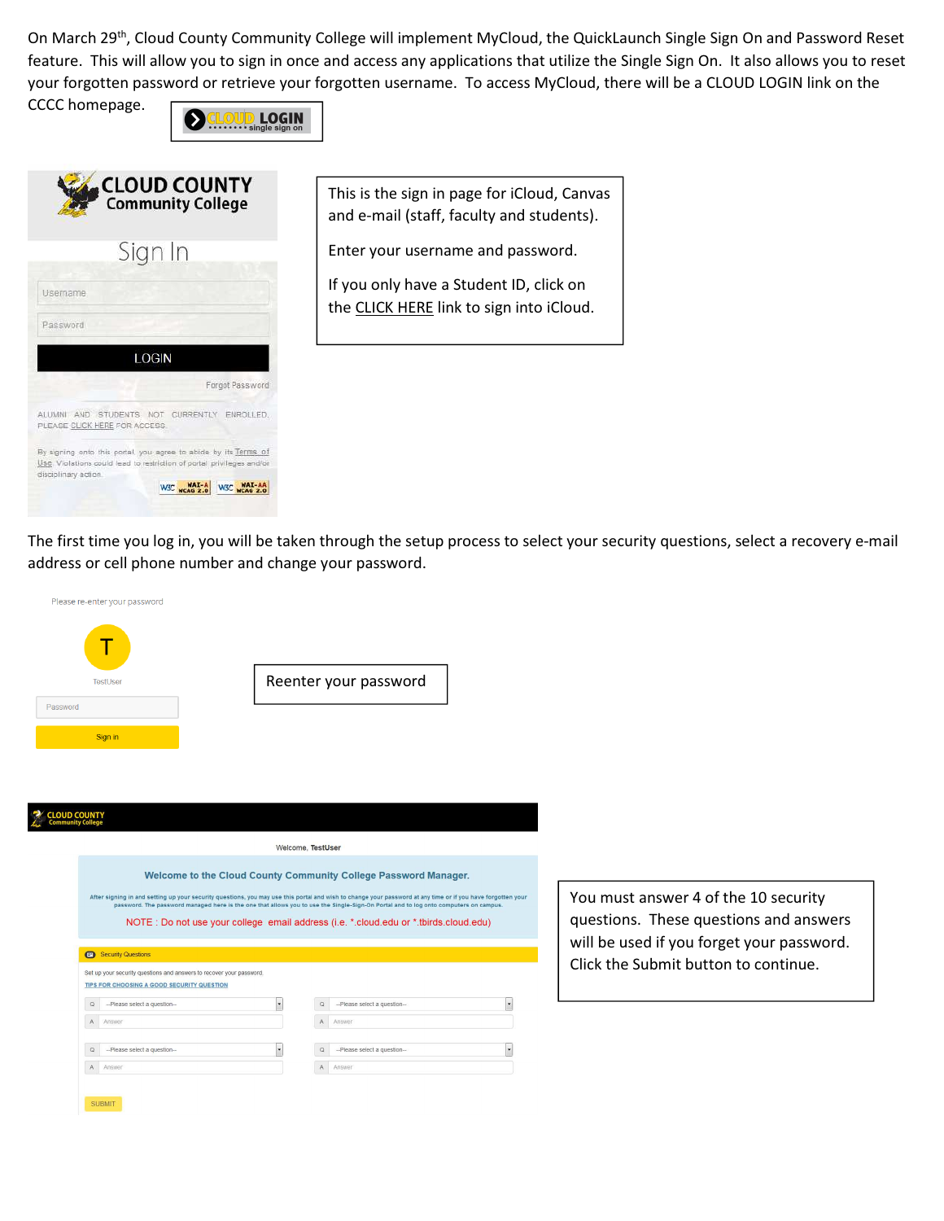On March 29th, Cloud County Community College will implement MyCloud, the QuickLaunch Single Sign On and Password Reset feature. This will allow you to sign in once and access any applications that utilize the Single Sign On. It also allows you to reset your forgotten password or retrieve your forgotten username. To access MyCloud, there will be a CLOUD LOGIN link on the CCCC homepage.

CLOUD LOGIN
single sign on

CLOUD COUNTY
Community College

Sign In

Username

Password

LOGIN

Forgot Password

ALUMNI AND STUDENTS NOT CURRENTLY ENROLLED, PLEASE CLICK HERE FOR ACCESS.

By signing onto this portal, you agree to abide by its Terms of Use. Violations could lead to restriction of portal privileges and/or disciplinary action.

This is the sign in page for iCloud, Canvas and e-mail (staff, faculty and students).

Enter your username and password.

If you only have a Student ID, click on the CLICK HERE link to sign into iCloud.

The first time you log in, you will be taken through the setup process to select your security questions, select a recovery e-mail address or cell phone number and change your password.

Please re-enter your password

T

TestUser

Password

Sign in

Reenter your password

CLOUD COUNTY
Community College

Welcome, TestUser

Welcome to the Cloud County Community College Password Manager.

After signing in and setting up your security questions, you may use this portal and wish to change your password at any time or if you have forgotten your password. The password managed here is the one that allows you to use the Single-Sign-On Portal and to log onto computers on campus.

NOTE : Do not use your college email address (i.e. *.cloud.edu or *.tbirds.cloud.edu)

Security Questions

Set up your security questions and answers to recover your password.

TIPS FOR CHOOSING A GOOD SECURITY QUESTION

Q --Please select a question--
A Answer

Q --Please select a question--
A Answer

Q --Please select a question--
A Answer

Q --Please select a question--
A Answer

SUBMIT

You must answer 4 of the 10 security questions. These questions and answers will be used if you forget your password. Click the Submit button to continue.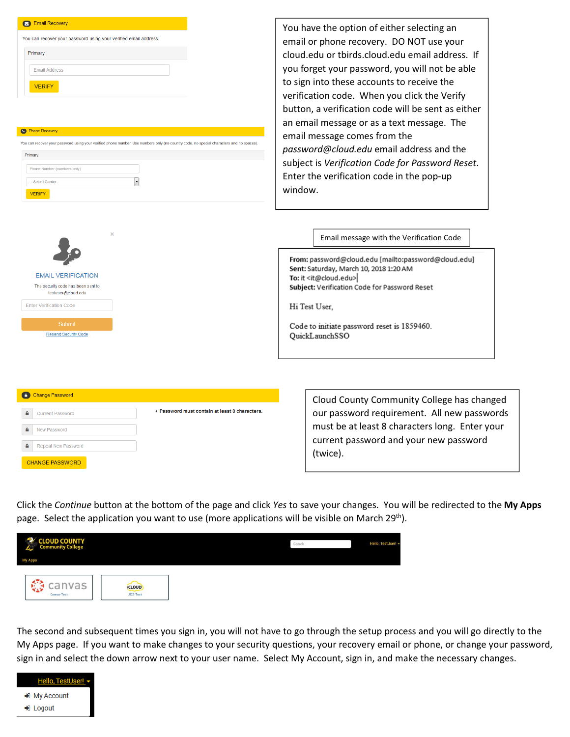**Email Recovery**

You can recover your password using your verified email address.

Primary

Email Address

VERIFY

**Phone Recovery**

You can recover your password using your verified phone number. Use numbers only (no country code, no special characters and no spaces).

Primary

Phone Number (numbers only)

--Select Carrier--

VERIFY

You have the option of either selecting an email or phone recovery. DO NOT use your cloud.edu or tbirds.cloud.edu email address. If you forget your password, you will not be able to sign into these accounts to receive the verification code. When you click the Verify button, a verification code will be sent as either an email message or as a text message. The email message comes from the *password@cloud.edu* email address and the subject is *Verification Code for Password Reset*. Enter the verification code in the pop-up window.

EMAIL VERIFICATION

The security code has been sent to testuser@cloud.edu

Enter Verification Code

Submit

Resend Security Code

Email message with the Verification Code

**From:** password@cloud.edu [mailto:password@cloud.edu]
**Sent:** Saturday, March 10, 2018 1:20 AM
**To:** it <it@cloud.edu>
**Subject:** Verification Code for Password Reset

Hi Test User,

Code to initiate password reset is 1859460.
QuickLaunchSSO

**Change Password**

Current Password

New Password

Repeat New Password

CHANGE PASSWORD

- Password must contain at least 8 characters.

Cloud County Community College has changed our password requirement. All new passwords must be at least 8 characters long. Enter your current password and your new password (twice).

Click the *Continue* button at the bottom of the page and click *Yes* to save your changes. You will be redirected to the **My Apps** page. Select the application you want to use (more applications will be visible on March 29th).

CLOUD COUNTY Community College

Search

Hello, TestUser!

My Apps

canvas Canvas-Test

iCLOUD JICS-Test

The second and subsequent times you sign in, you will not have to go through the setup process and you will go directly to the My Apps page. If you want to make changes to your security questions, your recovery email or phone, or change your password, sign in and select the down arrow next to your user name. Select My Account, sign in, and make the necessary changes.

Hello, TestUser!

- My Account
- Logout